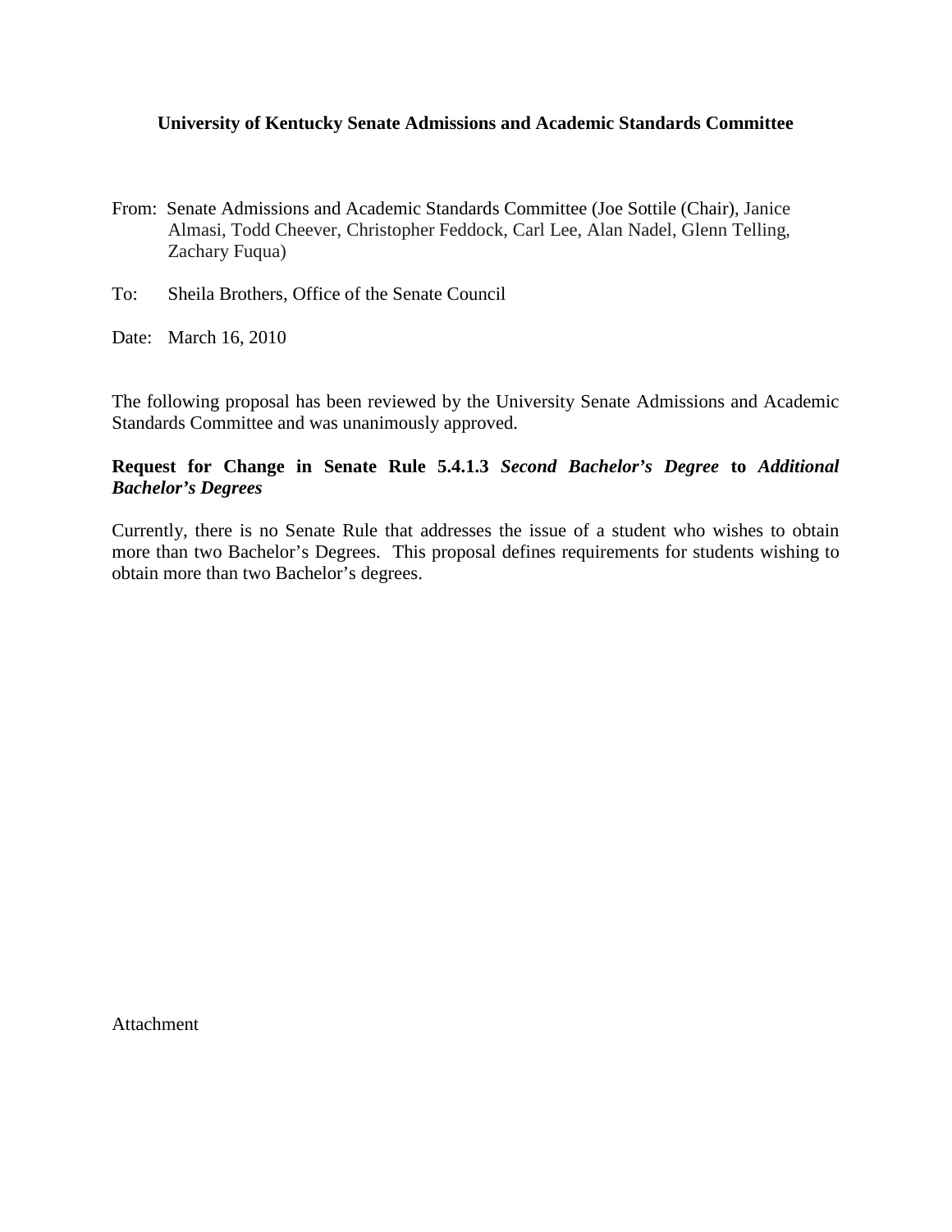**University of Kentucky Senate Admissions and Academic Standards Committee**

From: Senate Admissions and Academic Standards Committee (Joe Sottile (Chair), Janice Almasi, Todd Cheever, Christopher Feddock, Carl Lee, Alan Nadel, Glenn Telling, Zachary Fuqua)

To: Sheila Brothers, Office of the Senate Council

Date: March 16, 2010

The following proposal has been reviewed by the University Senate Admissions and Academic Standards Committee and was unanimously approved.

**Request for Change in Senate Rule 5.4.1.3 *Second Bachelor's Degree* to *Additional Bachelor's Degrees***

Currently, there is no Senate Rule that addresses the issue of a student who wishes to obtain more than two Bachelor's Degrees. This proposal defines requirements for students wishing to obtain more than two Bachelor's degrees.

Attachment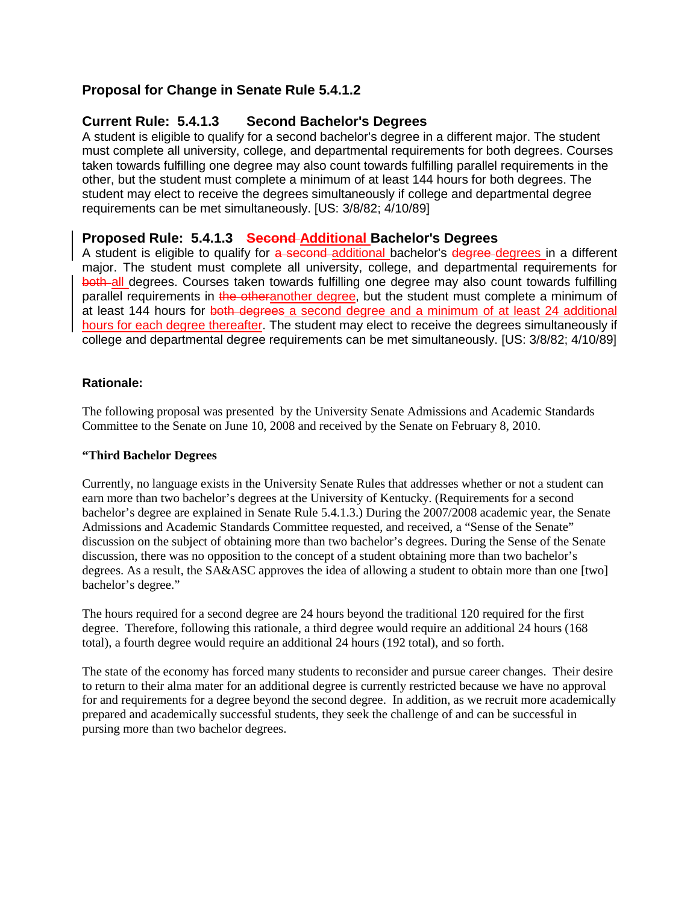## Proposal for Change in Senate Rule 5.4.1.2

## Current Rule: 5.4.1.3 Second Bachelor's Degrees

A student is eligible to qualify for a second bachelor's degree in a different major. The student must complete all university, college, and departmental requirements for both degrees. Courses taken towards fulfilling one degree may also count towards fulfilling parallel requirements in the other, but the student must complete a minimum of at least 144 hours for both degrees. The student may elect to receive the degrees simultaneously if college and departmental degree requirements can be met simultaneously. [US: 3/8/82; 4/10/89]

## Proposed Rule: 5.4.1.3 ~~Second~~ Additional Bachelor's Degrees

A student is eligible to qualify for ~~a second~~ additional bachelor's ~~degree~~ degrees in a different major. The student must complete all university, college, and departmental requirements for ~~both~~ all degrees. Courses taken towards fulfilling one degree may also count towards fulfilling parallel requirements in ~~the other~~another degree, but the student must complete a minimum of at least 144 hours for ~~both degrees~~ a second degree and a minimum of at least 24 additional hours for each degree thereafter. The student may elect to receive the degrees simultaneously if college and departmental degree requirements can be met simultaneously. [US: 3/8/82; 4/10/89]

**Rationale:**

The following proposal was presented by the University Senate Admissions and Academic Standards Committee to the Senate on June 10, 2008 and received by the Senate on February 8, 2010.

**"Third Bachelor Degrees**

Currently, no language exists in the University Senate Rules that addresses whether or not a student can earn more than two bachelor's degrees at the University of Kentucky. (Requirements for a second bachelor's degree are explained in Senate Rule 5.4.1.3.) During the 2007/2008 academic year, the Senate Admissions and Academic Standards Committee requested, and received, a "Sense of the Senate" discussion on the subject of obtaining more than two bachelor's degrees. During the Sense of the Senate discussion, there was no opposition to the concept of a student obtaining more than two bachelor's degrees. As a result, the SA&ASC approves the idea of allowing a student to obtain more than one [two] bachelor's degree."

The hours required for a second degree are 24 hours beyond the traditional 120 required for the first degree. Therefore, following this rationale, a third degree would require an additional 24 hours (168 total), a fourth degree would require an additional 24 hours (192 total), and so forth.

The state of the economy has forced many students to reconsider and pursue career changes. Their desire to return to their alma mater for an additional degree is currently restricted because we have no approval for and requirements for a degree beyond the second degree. In addition, as we recruit more academically prepared and academically successful students, they seek the challenge of and can be successful in pursing more than two bachelor degrees.